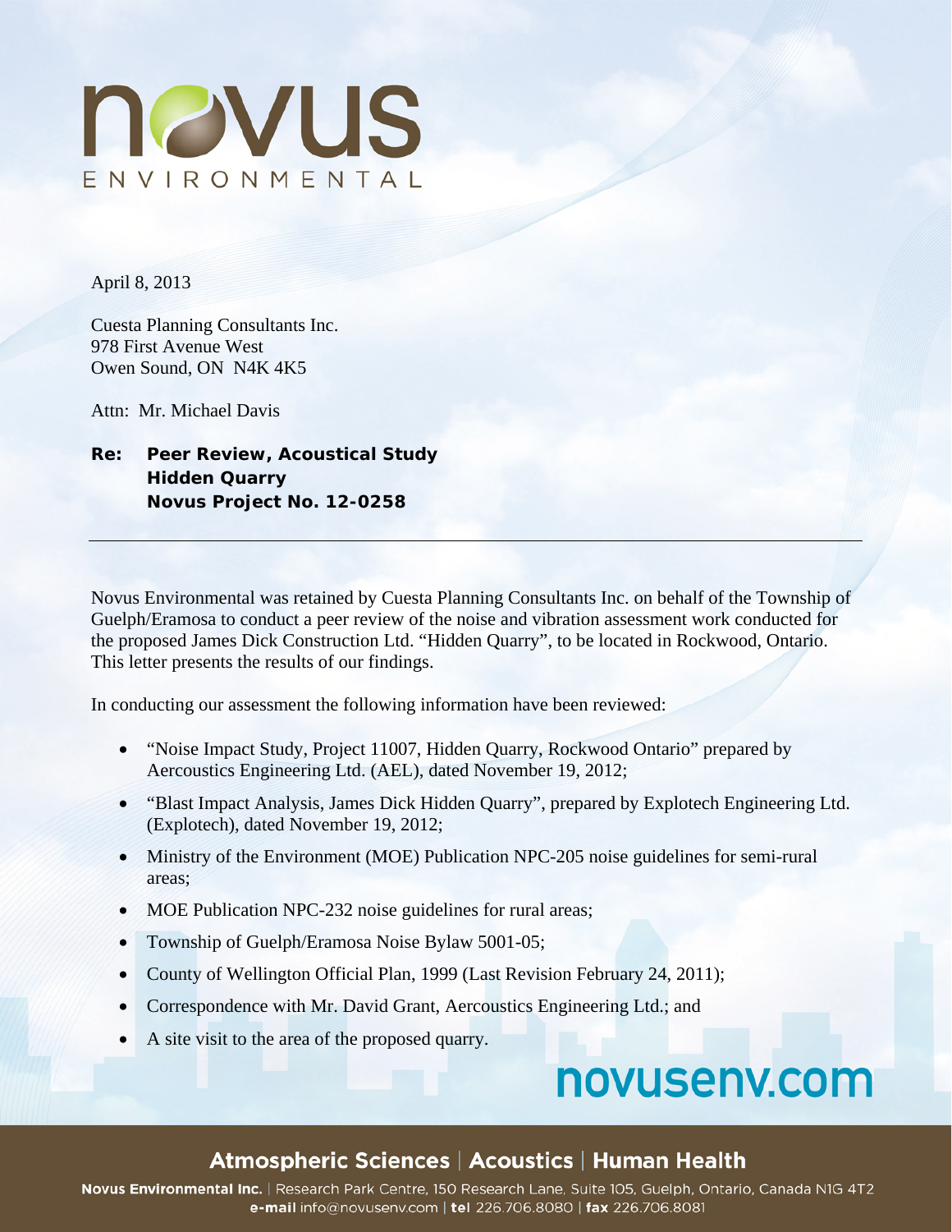April 8, 2013

Cuesta Planning Consultants Inc.
978 First Avenue West
Owen Sound, ON N4K 4K5

Attn: Mr. Michael Davis

**Re: Peer Review, Acoustical Study**
**Hidden Quarry**
**Novus Project No. 12-0258**

---

Novus Environmental was retained by Cuesta Planning Consultants Inc. on behalf of the Township of Guelph/Eramosa to conduct a peer review of the noise and vibration assessment work conducted for the proposed James Dick Construction Ltd. "Hidden Quarry", to be located in Rockwood, Ontario. This letter presents the results of our findings.

In conducting our assessment the following information have been reviewed:

- "Noise Impact Study, Project 11007, Hidden Quarry, Rockwood Ontario" prepared by Aercoustics Engineering Ltd. (AEL), dated November 19, 2012;
- "Blast Impact Analysis, James Dick Hidden Quarry", prepared by Explotech Engineering Ltd. (Explotech), dated November 19, 2012;
- Ministry of the Environment (MOE) Publication NPC-205 noise guidelines for semi-rural areas;
- MOE Publication NPC-232 noise guidelines for rural areas;
- Township of Guelph/Eramosa Noise Bylaw 5001-05;
- County of Wellington Official Plan, 1999 (Last Revision February 24, 2011);
- Correspondence with Mr. David Grant, Aercoustics Engineering Ltd.; and
- A site visit to the area of the proposed quarry.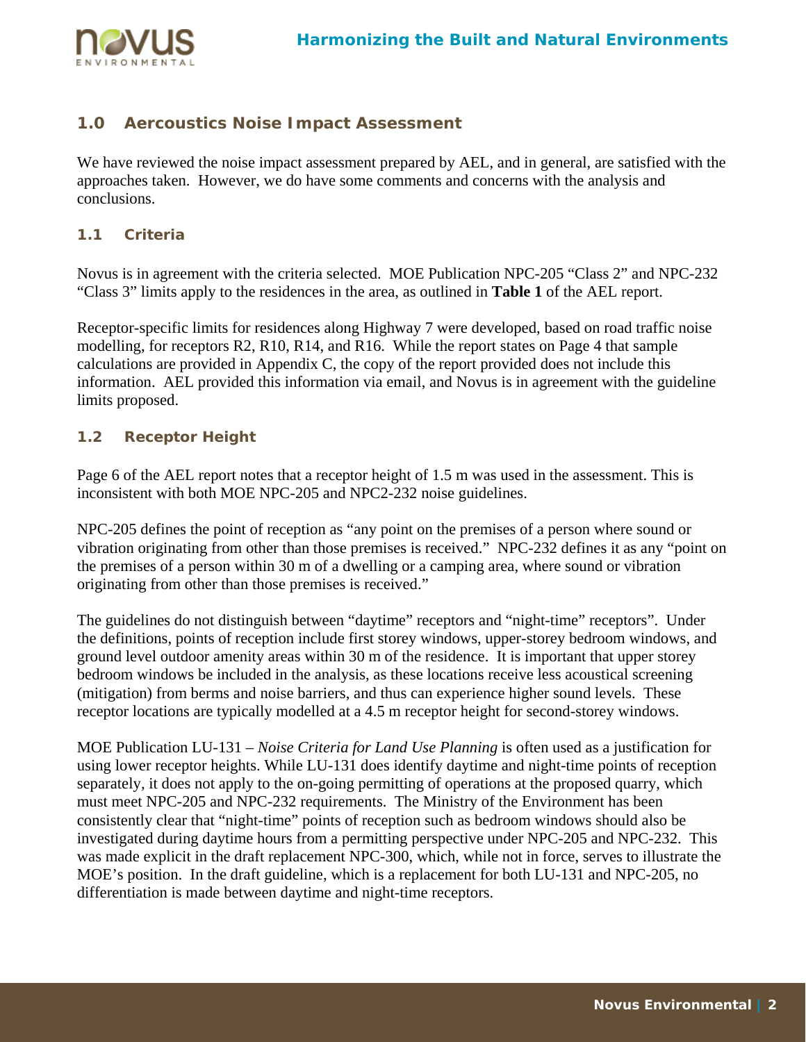## 1.0 Aercoustics Noise Impact Assessment

We have reviewed the noise impact assessment prepared by AEL, and in general, are satisfied with the approaches taken. However, we do have some comments and concerns with the analysis and conclusions.

### 1.1 Criteria

Novus is in agreement with the criteria selected. MOE Publication NPC-205 "Class 2" and NPC-232 "Class 3" limits apply to the residences in the area, as outlined in **Table 1** of the AEL report.

Receptor-specific limits for residences along Highway 7 were developed, based on road traffic noise modelling, for receptors R2, R10, R14, and R16. While the report states on Page 4 that sample calculations are provided in Appendix C, the copy of the report provided does not include this information. AEL provided this information via email, and Novus is in agreement with the guideline limits proposed.

### 1.2 Receptor Height

Page 6 of the AEL report notes that a receptor height of 1.5 m was used in the assessment. This is inconsistent with both MOE NPC-205 and NPC2-232 noise guidelines.

NPC-205 defines the point of reception as "any point on the premises of a person where sound or vibration originating from other than those premises is received." NPC-232 defines it as any "point on the premises of a person within 30 m of a dwelling or a camping area, where sound or vibration originating from other than those premises is received."

The guidelines do not distinguish between "daytime" receptors and "night-time" receptors". Under the definitions, points of reception include first storey windows, upper-storey bedroom windows, and ground level outdoor amenity areas within 30 m of the residence. It is important that upper storey bedroom windows be included in the analysis, as these locations receive less acoustical screening (mitigation) from berms and noise barriers, and thus can experience higher sound levels. These receptor locations are typically modelled at a 4.5 m receptor height for second-storey windows.

MOE Publication LU-131 – *Noise Criteria for Land Use Planning* is often used as a justification for using lower receptor heights. While LU-131 does identify daytime and night-time points of reception separately, it does not apply to the on-going permitting of operations at the proposed quarry, which must meet NPC-205 and NPC-232 requirements. The Ministry of the Environment has been consistently clear that "night-time" points of reception such as bedroom windows should also be investigated during daytime hours from a permitting perspective under NPC-205 and NPC-232. This was made explicit in the draft replacement NPC-300, which, while not in force, serves to illustrate the MOE's position. In the draft guideline, which is a replacement for both LU-131 and NPC-205, no differentiation is made between daytime and night-time receptors.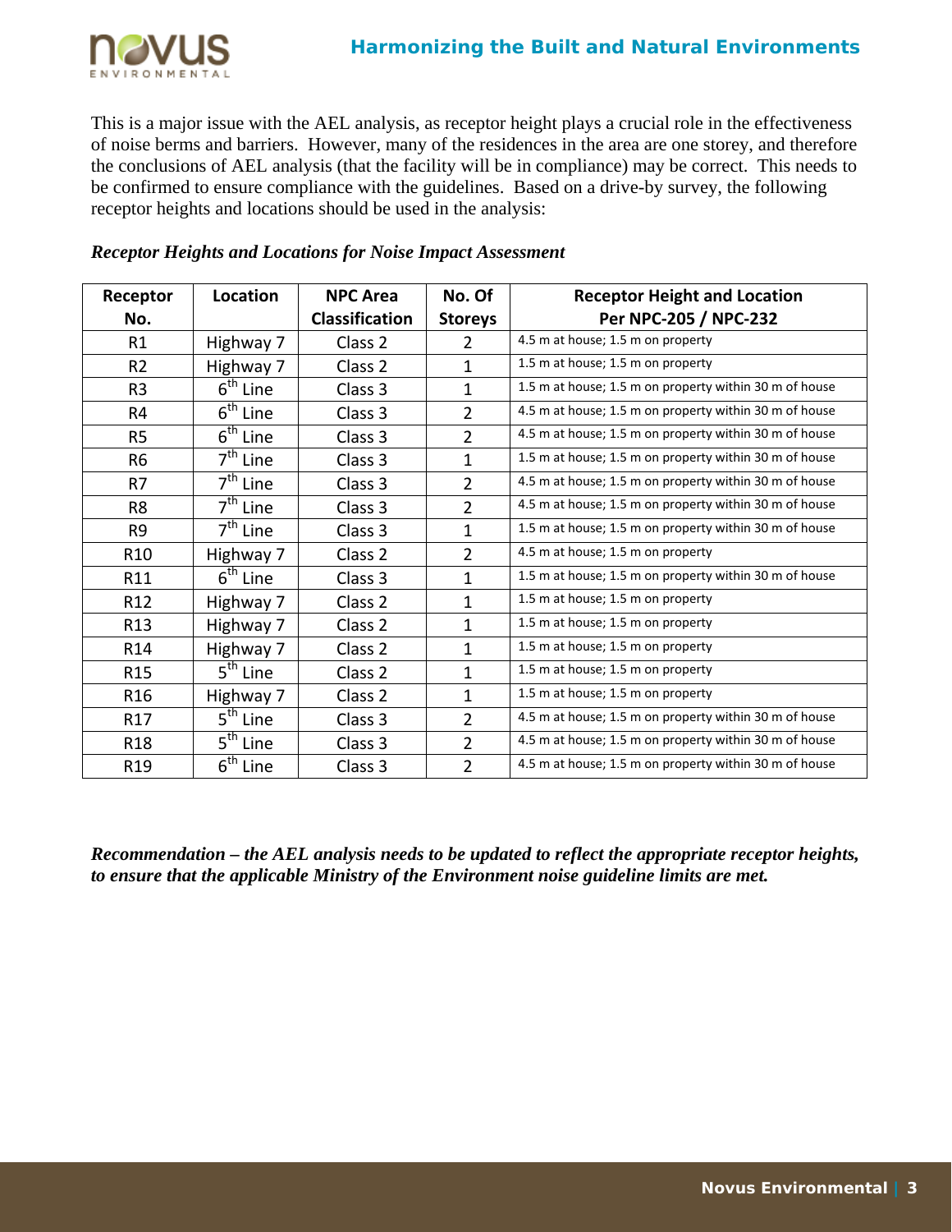This is a major issue with the AEL analysis, as receptor height plays a crucial role in the effectiveness of noise berms and barriers. However, many of the residences in the area are one storey, and therefore the conclusions of AEL analysis (that the facility will be in compliance) may be correct. This needs to be confirmed to ensure compliance with the guidelines. Based on a drive-by survey, the following receptor heights and locations should be used in the analysis:

***Receptor Heights and Locations for Noise Impact Assessment***

| Receptor No. | Location | NPC Area Classification | No. Of Storeys | Receptor Height and Location Per NPC-205 / NPC-232 |
|---|---|---|---|---|
| R1 | Highway 7 | Class 2 | 2 | 4.5 m at house; 1.5 m on property |
| R2 | Highway 7 | Class 2 | 1 | 1.5 m at house; 1.5 m on property |
| R3 | 6th Line | Class 3 | 1 | 1.5 m at house; 1.5 m on property within 30 m of house |
| R4 | 6th Line | Class 3 | 2 | 4.5 m at house; 1.5 m on property within 30 m of house |
| R5 | 6th Line | Class 3 | 2 | 4.5 m at house; 1.5 m on property within 30 m of house |
| R6 | 7th Line | Class 3 | 1 | 1.5 m at house; 1.5 m on property within 30 m of house |
| R7 | 7th Line | Class 3 | 2 | 4.5 m at house; 1.5 m on property within 30 m of house |
| R8 | 7th Line | Class 3 | 2 | 4.5 m at house; 1.5 m on property within 30 m of house |
| R9 | 7th Line | Class 3 | 1 | 1.5 m at house; 1.5 m on property within 30 m of house |
| R10 | Highway 7 | Class 2 | 2 | 4.5 m at house; 1.5 m on property |
| R11 | 6th Line | Class 3 | 1 | 1.5 m at house; 1.5 m on property within 30 m of house |
| R12 | Highway 7 | Class 2 | 1 | 1.5 m at house; 1.5 m on property |
| R13 | Highway 7 | Class 2 | 1 | 1.5 m at house; 1.5 m on property |
| R14 | Highway 7 | Class 2 | 1 | 1.5 m at house; 1.5 m on property |
| R15 | 5th Line | Class 2 | 1 | 1.5 m at house; 1.5 m on property |
| R16 | Highway 7 | Class 2 | 1 | 1.5 m at house; 1.5 m on property |
| R17 | 5th Line | Class 3 | 2 | 4.5 m at house; 1.5 m on property within 30 m of house |
| R18 | 5th Line | Class 3 | 2 | 4.5 m at house; 1.5 m on property within 30 m of house |
| R19 | 6th Line | Class 3 | 2 | 4.5 m at house; 1.5 m on property within 30 m of house |

***Recommendation – the AEL analysis needs to be updated to reflect the appropriate receptor heights, to ensure that the applicable Ministry of the Environment noise guideline limits are met.***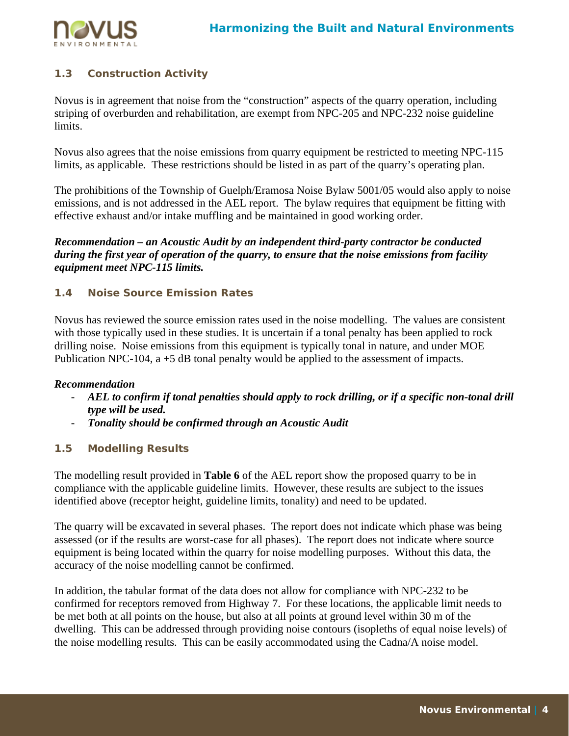### 1.3 Construction Activity

Novus is in agreement that noise from the "construction" aspects of the quarry operation, including striping of overburden and rehabilitation, are exempt from NPC-205 and NPC-232 noise guideline limits.

Novus also agrees that the noise emissions from quarry equipment be restricted to meeting NPC-115 limits, as applicable. These restrictions should be listed in as part of the quarry's operating plan.

The prohibitions of the Township of Guelph/Eramosa Noise Bylaw 5001/05 would also apply to noise emissions, and is not addressed in the AEL report. The bylaw requires that equipment be fitting with effective exhaust and/or intake muffling and be maintained in good working order.

***Recommendation – an Acoustic Audit by an independent third-party contractor be conducted during the first year of operation of the quarry, to ensure that the noise emissions from facility equipment meet NPC-115 limits.***

### 1.4 Noise Source Emission Rates

Novus has reviewed the source emission rates used in the noise modelling. The values are consistent with those typically used in these studies. It is uncertain if a tonal penalty has been applied to rock drilling noise. Noise emissions from this equipment is typically tonal in nature, and under MOE Publication NPC-104, a +5 dB tonal penalty would be applied to the assessment of impacts.

***Recommendation***

- ***AEL to confirm if tonal penalties should apply to rock drilling, or if a specific non-tonal drill type will be used.***
- ***Tonality should be confirmed through an Acoustic Audit***

### 1.5 Modelling Results

The modelling result provided in **Table 6** of the AEL report show the proposed quarry to be in compliance with the applicable guideline limits. However, these results are subject to the issues identified above (receptor height, guideline limits, tonality) and need to be updated.

The quarry will be excavated in several phases. The report does not indicate which phase was being assessed (or if the results are worst-case for all phases). The report does not indicate where source equipment is being located within the quarry for noise modelling purposes. Without this data, the accuracy of the noise modelling cannot be confirmed.

In addition, the tabular format of the data does not allow for compliance with NPC-232 to be confirmed for receptors removed from Highway 7. For these locations, the applicable limit needs to be met both at all points on the house, but also at all points at ground level within 30 m of the dwelling. This can be addressed through providing noise contours (isopleths of equal noise levels) of the noise modelling results. This can be easily accommodated using the Cadna/A noise model.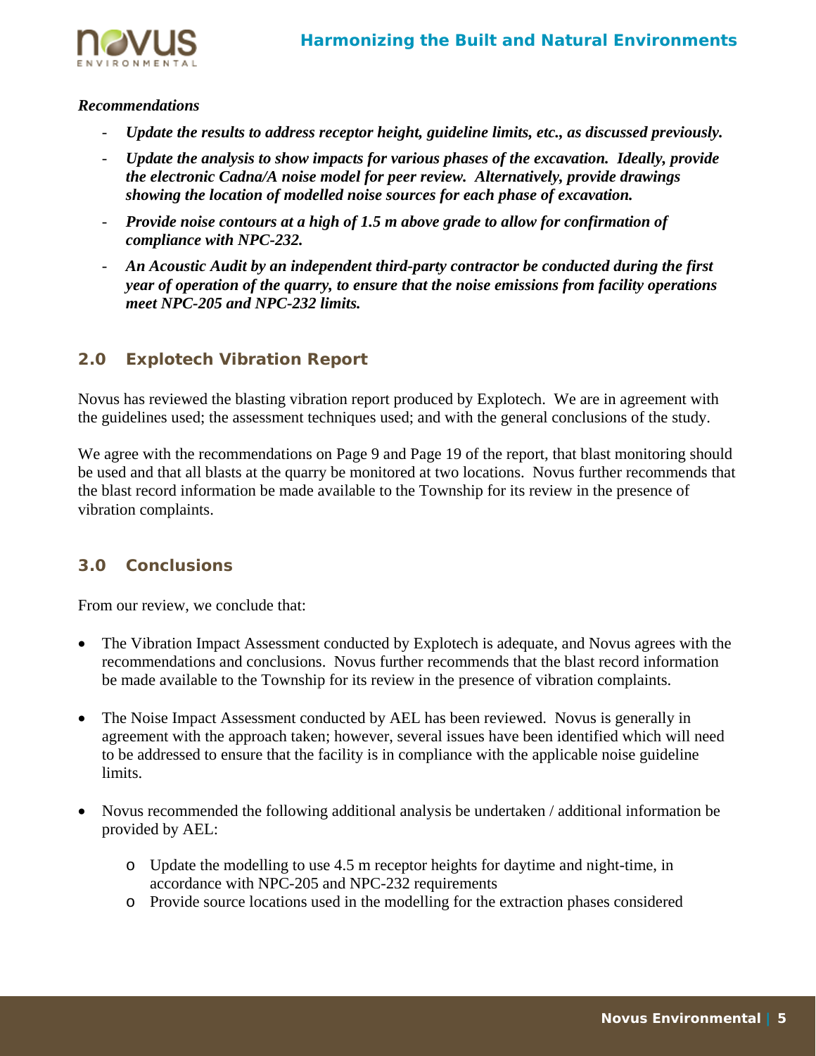*Recommendations*

- ***Update the results to address receptor height, guideline limits, etc., as discussed previously.***
- ***Update the analysis to show impacts for various phases of the excavation. Ideally, provide the electronic Cadna/A noise model for peer review. Alternatively, provide drawings showing the location of modelled noise sources for each phase of excavation.***
- ***Provide noise contours at a high of 1.5 m above grade to allow for confirmation of compliance with NPC-232.***
- ***An Acoustic Audit by an independent third-party contractor be conducted during the first year of operation of the quarry, to ensure that the noise emissions from facility operations meet NPC-205 and NPC-232 limits.***

## 2.0 Explotech Vibration Report

Novus has reviewed the blasting vibration report produced by Explotech. We are in agreement with the guidelines used; the assessment techniques used; and with the general conclusions of the study.

We agree with the recommendations on Page 9 and Page 19 of the report, that blast monitoring should be used and that all blasts at the quarry be monitored at two locations. Novus further recommends that the blast record information be made available to the Township for its review in the presence of vibration complaints.

## 3.0 Conclusions

From our review, we conclude that:

- The Vibration Impact Assessment conducted by Explotech is adequate, and Novus agrees with the recommendations and conclusions. Novus further recommends that the blast record information be made available to the Township for its review in the presence of vibration complaints.
- The Noise Impact Assessment conducted by AEL has been reviewed. Novus is generally in agreement with the approach taken; however, several issues have been identified which will need to be addressed to ensure that the facility is in compliance with the applicable noise guideline limits.
- Novus recommended the following additional analysis be undertaken / additional information be provided by AEL:
    - Update the modelling to use 4.5 m receptor heights for daytime and night-time, in accordance with NPC-205 and NPC-232 requirements
    - Provide source locations used in the modelling for the extraction phases considered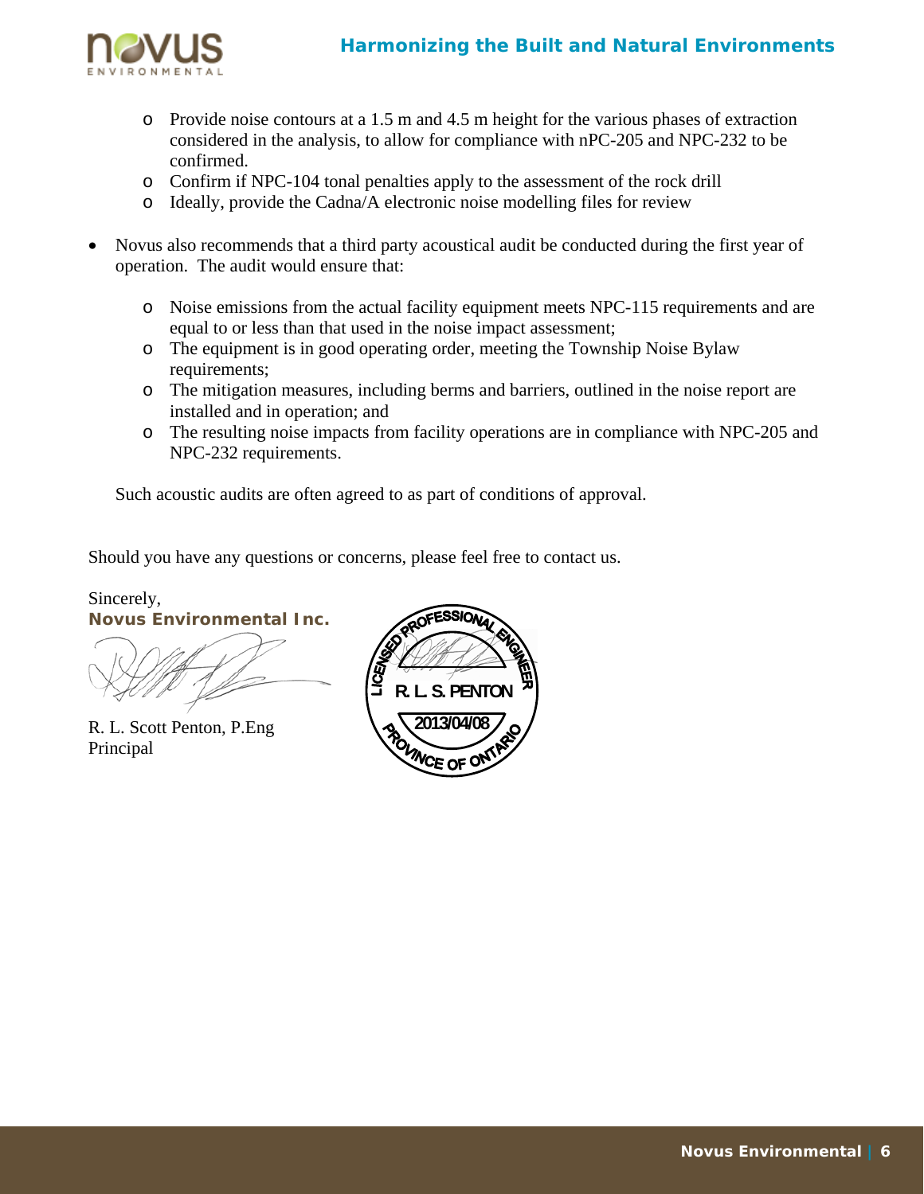- Provide noise contours at a 1.5 m and 4.5 m height for the various phases of extraction considered in the analysis, to allow for compliance with nPC-205 and NPC-232 to be confirmed.
    - Confirm if NPC-104 tonal penalties apply to the assessment of the rock drill
    - Ideally, provide the Cadna/A electronic noise modelling files for review

- Novus also recommends that a third party acoustical audit be conducted during the first year of operation. The audit would ensure that:
    - Noise emissions from the actual facility equipment meets NPC-115 requirements and are equal to or less than that used in the noise impact assessment;
    - The equipment is in good operating order, meeting the Township Noise Bylaw requirements;
    - The mitigation measures, including berms and barriers, outlined in the noise report are installed and in operation; and
    - The resulting noise impacts from facility operations are in compliance with NPC-205 and NPC-232 requirements.

  Such acoustic audits are often agreed to as part of conditions of approval.

Should you have any questions or concerns, please feel free to contact us.

Sincerely,
**Novus Environmental Inc.**

R. L. Scott Penton, P.Eng
Principal

LICENSED PROFESSIONAL ENGINEER
R. L. S. PENTON
2013/04/08
PROVINCE OF ONTARIO